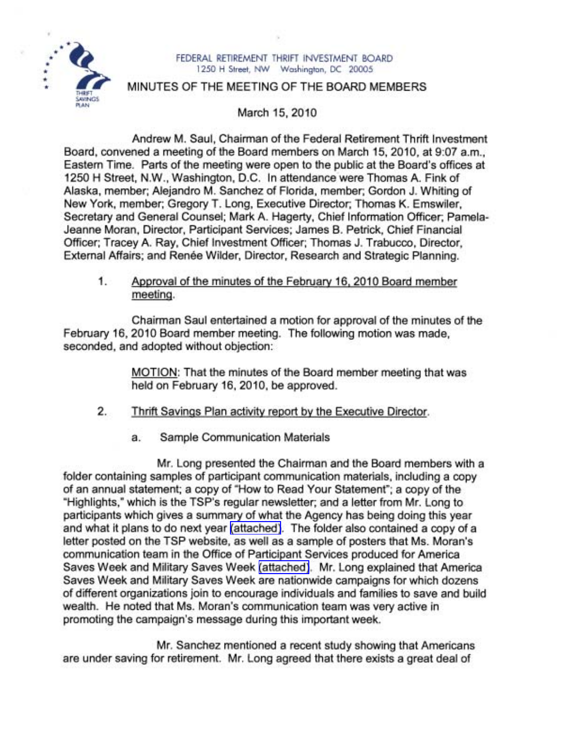FEDERAL RETIREMENT THRIFT INVESTMENT BOARD
1250 H Street, NW Washington, DC 20005

# MINUTES OF THE MEETING OF THE BOARD MEMBERS

March 15, 2010

Andrew M. Saul, Chairman of the Federal Retirement Thrift Investment Board, convened a meeting of the Board members on March 15, 2010, at 9:07 a.m., Eastern Time. Parts of the meeting were open to the public at the Board's offices at 1250 H Street, N.W., Washington, D.C. In attendance were Thomas A. Fink of Alaska, member; Alejandro M. Sanchez of Florida, member; Gordon J. Whiting of New York, member; Gregory T. Long, Executive Director; Thomas K. Emswiler, Secretary and General Counsel; Mark A. Hagerty, Chief Information Officer; Pamela-Jeanne Moran, Director, Participant Services; James B. Petrick, Chief Financial Officer; Tracey A. Ray, Chief Investment Officer; Thomas J. Trabucco, Director, External Affairs; and Renée Wilder, Director, Research and Strategic Planning.

1. Approval of the minutes of the February 16, 2010 Board member meeting.

Chairman Saul entertained a motion for approval of the minutes of the February 16, 2010 Board member meeting. The following motion was made, seconded, and adopted without objection:

> MOTION: That the minutes of the Board member meeting that was held on February 16, 2010, be approved.

2. Thrift Savings Plan activity report by the Executive Director.

   a. Sample Communication Materials

Mr. Long presented the Chairman and the Board members with a folder containing samples of participant communication materials, including a copy of an annual statement; a copy of "How to Read Your Statement"; a copy of the "Highlights," which is the TSP's regular newsletter; and a letter from Mr. Long to participants which gives a summary of what the Agency has being doing this year and what it plans to do next year (attached). The folder also contained a copy of a letter posted on the TSP website, as well as a sample of posters that Ms. Moran's communication team in the Office of Participant Services produced for America Saves Week and Military Saves Week (attached). Mr. Long explained that America Saves Week and Military Saves Week are nationwide campaigns for which dozens of different organizations join to encourage individuals and families to save and build wealth. He noted that Ms. Moran's communication team was very active in promoting the campaign's message during this important week.

Mr. Sanchez mentioned a recent study showing that Americans are under saving for retirement. Mr. Long agreed that there exists a great deal of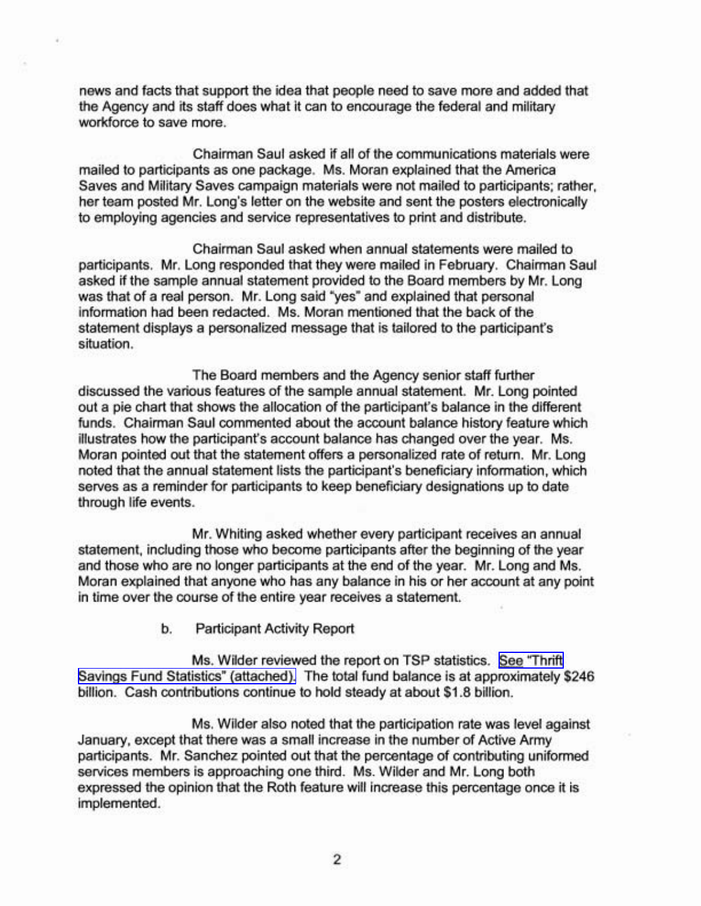news and facts that support the idea that people need to save more and added that the Agency and its staff does what it can to encourage the federal and military workforce to save more.

Chairman Saul asked if all of the communications materials were mailed to participants as one package. Ms. Moran explained that the America Saves and Military Saves campaign materials were not mailed to participants; rather, her team posted Mr. Long's letter on the website and sent the posters electronically to employing agencies and service representatives to print and distribute.

Chairman Saul asked when annual statements were mailed to participants. Mr. Long responded that they were mailed in February. Chairman Saul asked if the sample annual statement provided to the Board members by Mr. Long was that of a real person. Mr. Long said "yes" and explained that personal information had been redacted. Ms. Moran mentioned that the back of the statement displays a personalized message that is tailored to the participant's situation.

The Board members and the Agency senior staff further discussed the various features of the sample annual statement. Mr. Long pointed out a pie chart that shows the allocation of the participant's balance in the different funds. Chairman Saul commented about the account balance history feature which illustrates how the participant's account balance has changed over the year. Ms. Moran pointed out that the statement offers a personalized rate of return. Mr. Long noted that the annual statement lists the participant's beneficiary information, which serves as a reminder for participants to keep beneficiary designations up to date through life events.

Mr. Whiting asked whether every participant receives an annual statement, including those who become participants after the beginning of the year and those who are no longer participants at the end of the year. Mr. Long and Ms. Moran explained that anyone who has any balance in his or her account at any point in time over the course of the entire year receives a statement.

b. Participant Activity Report

Ms. Wilder reviewed the report on TSP statistics. See "Thrift Savings Fund Statistics" (attached). The total fund balance is at approximately $246 billion. Cash contributions continue to hold steady at about $1.8 billion.

Ms. Wilder also noted that the participation rate was level against January, except that there was a small increase in the number of Active Army participants. Mr. Sanchez pointed out that the percentage of contributing uniformed services members is approaching one third. Ms. Wilder and Mr. Long both expressed the opinion that the Roth feature will increase this percentage once it is implemented.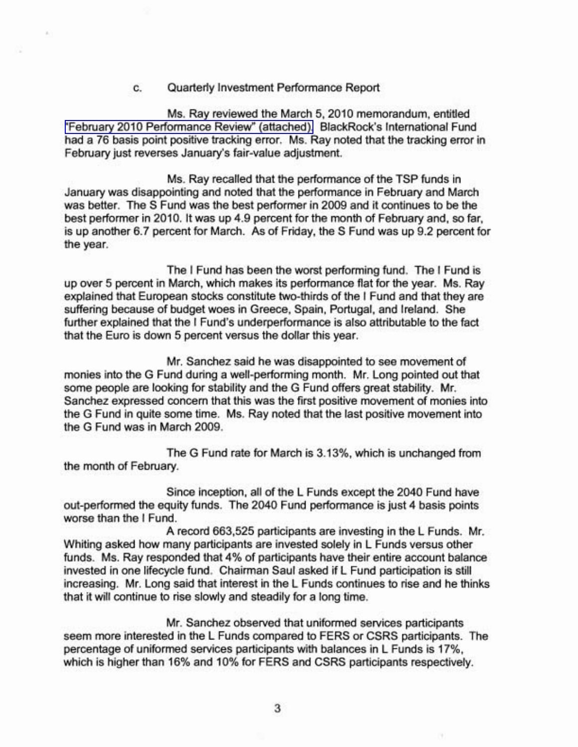c. Quarterly Investment Performance Report

Ms. Ray reviewed the March 5, 2010 memorandum, entitled "February 2010 Performance Review" (attached). BlackRock's International Fund had a 76 basis point positive tracking error. Ms. Ray noted that the tracking error in February just reverses January's fair-value adjustment.

Ms. Ray recalled that the performance of the TSP funds in January was disappointing and noted that the performance in February and March was better. The S Fund was the best performer in 2009 and it continues to be the best performer in 2010. It was up 4.9 percent for the month of February and, so far, is up another 6.7 percent for March. As of Friday, the S Fund was up 9.2 percent for the year.

The I Fund has been the worst performing fund. The I Fund is up over 5 percent in March, which makes its performance flat for the year. Ms. Ray explained that European stocks constitute two-thirds of the I Fund and that they are suffering because of budget woes in Greece, Spain, Portugal, and Ireland. She further explained that the I Fund's underperformance is also attributable to the fact that the Euro is down 5 percent versus the dollar this year.

Mr. Sanchez said he was disappointed to see movement of monies into the G Fund during a well-performing month. Mr. Long pointed out that some people are looking for stability and the G Fund offers great stability. Mr. Sanchez expressed concern that this was the first positive movement of monies into the G Fund in quite some time. Ms. Ray noted that the last positive movement into the G Fund was in March 2009.

The G Fund rate for March is 3.13%, which is unchanged from the month of February.

Since inception, all of the L Funds except the 2040 Fund have out-performed the equity funds. The 2040 Fund performance is just 4 basis points worse than the I Fund.

A record 663,525 participants are investing in the L Funds. Mr. Whiting asked how many participants are invested solely in L Funds versus other funds. Ms. Ray responded that 4% of participants have their entire account balance invested in one lifecycle fund. Chairman Saul asked if L Fund participation is still increasing. Mr. Long said that interest in the L Funds continues to rise and he thinks that it will continue to rise slowly and steadily for a long time.

Mr. Sanchez observed that uniformed services participants seem more interested in the L Funds compared to FERS or CSRS participants. The percentage of uniformed services participants with balances in L Funds is 17%, which is higher than 16% and 10% for FERS and CSRS participants respectively.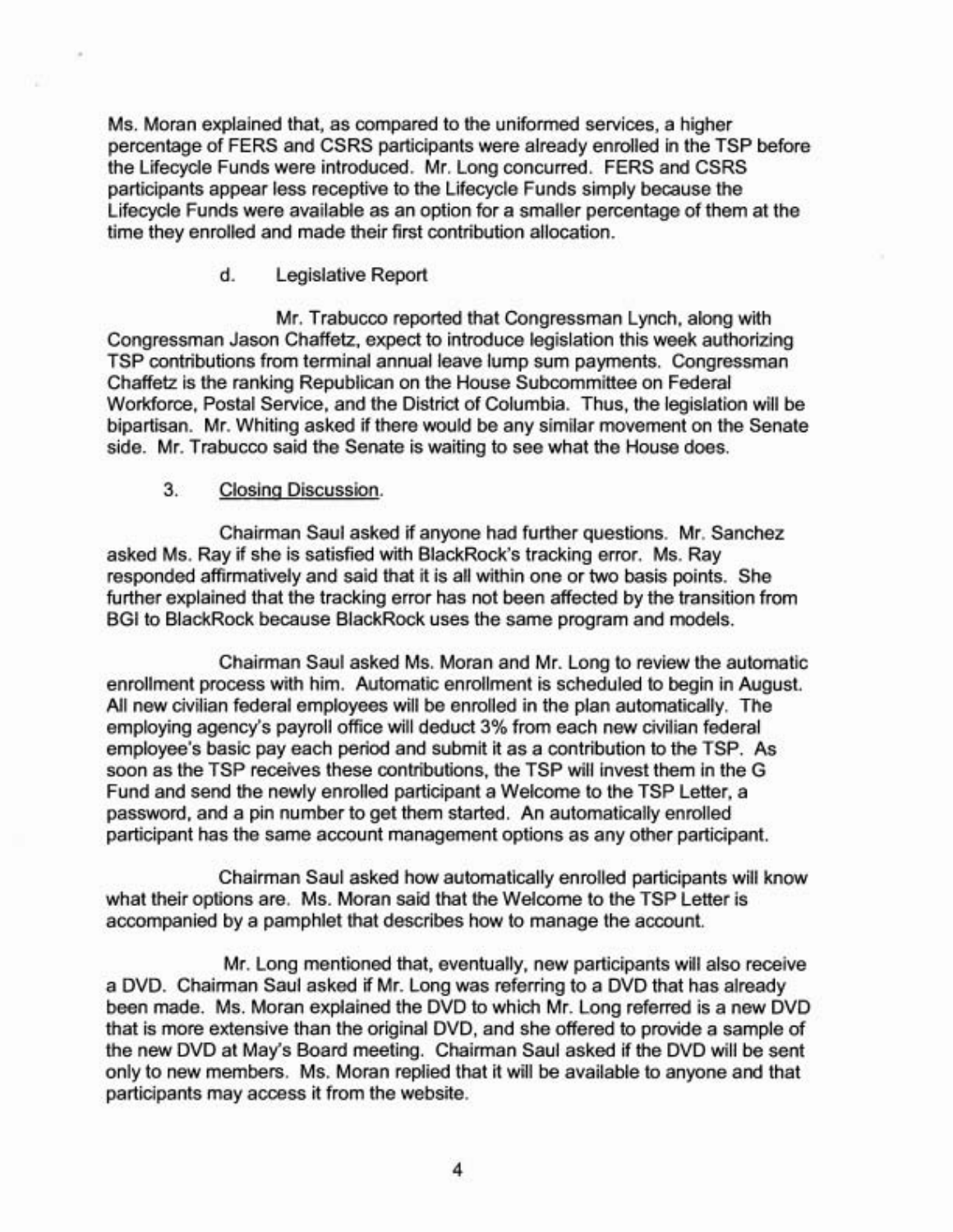Ms. Moran explained that, as compared to the uniformed services, a higher percentage of FERS and CSRS participants were already enrolled in the TSP before the Lifecycle Funds were introduced. Mr. Long concurred. FERS and CSRS participants appear less receptive to the Lifecycle Funds simply because the Lifecycle Funds were available as an option for a smaller percentage of them at the time they enrolled and made their first contribution allocation.

d. Legislative Report

Mr. Trabucco reported that Congressman Lynch, along with Congressman Jason Chaffetz, expect to introduce legislation this week authorizing TSP contributions from terminal annual leave lump sum payments. Congressman Chaffetz is the ranking Republican on the House Subcommittee on Federal Workforce, Postal Service, and the District of Columbia. Thus, the legislation will be bipartisan. Mr. Whiting asked if there would be any similar movement on the Senate side. Mr. Trabucco said the Senate is waiting to see what the House does.

3. Closing Discussion.

Chairman Saul asked if anyone had further questions. Mr. Sanchez asked Ms. Ray if she is satisfied with BlackRock's tracking error. Ms. Ray responded affirmatively and said that it is all within one or two basis points. She further explained that the tracking error has not been affected by the transition from BGI to BlackRock because BlackRock uses the same program and models.

Chairman Saul asked Ms. Moran and Mr. Long to review the automatic enrollment process with him. Automatic enrollment is scheduled to begin in August. All new civilian federal employees will be enrolled in the plan automatically. The employing agency's payroll office will deduct 3% from each new civilian federal employee's basic pay each period and submit it as a contribution to the TSP. As soon as the TSP receives these contributions, the TSP will invest them in the G Fund and send the newly enrolled participant a Welcome to the TSP Letter, a password, and a pin number to get them started. An automatically enrolled participant has the same account management options as any other participant.

Chairman Saul asked how automatically enrolled participants will know what their options are. Ms. Moran said that the Welcome to the TSP Letter is accompanied by a pamphlet that describes how to manage the account.

Mr. Long mentioned that, eventually, new participants will also receive a DVD. Chairman Saul asked if Mr. Long was referring to a DVD that has already been made. Ms. Moran explained the DVD to which Mr. Long referred is a new DVD that is more extensive than the original DVD, and she offered to provide a sample of the new DVD at May's Board meeting. Chairman Saul asked if the DVD will be sent only to new members. Ms. Moran replied that it will be available to anyone and that participants may access it from the website.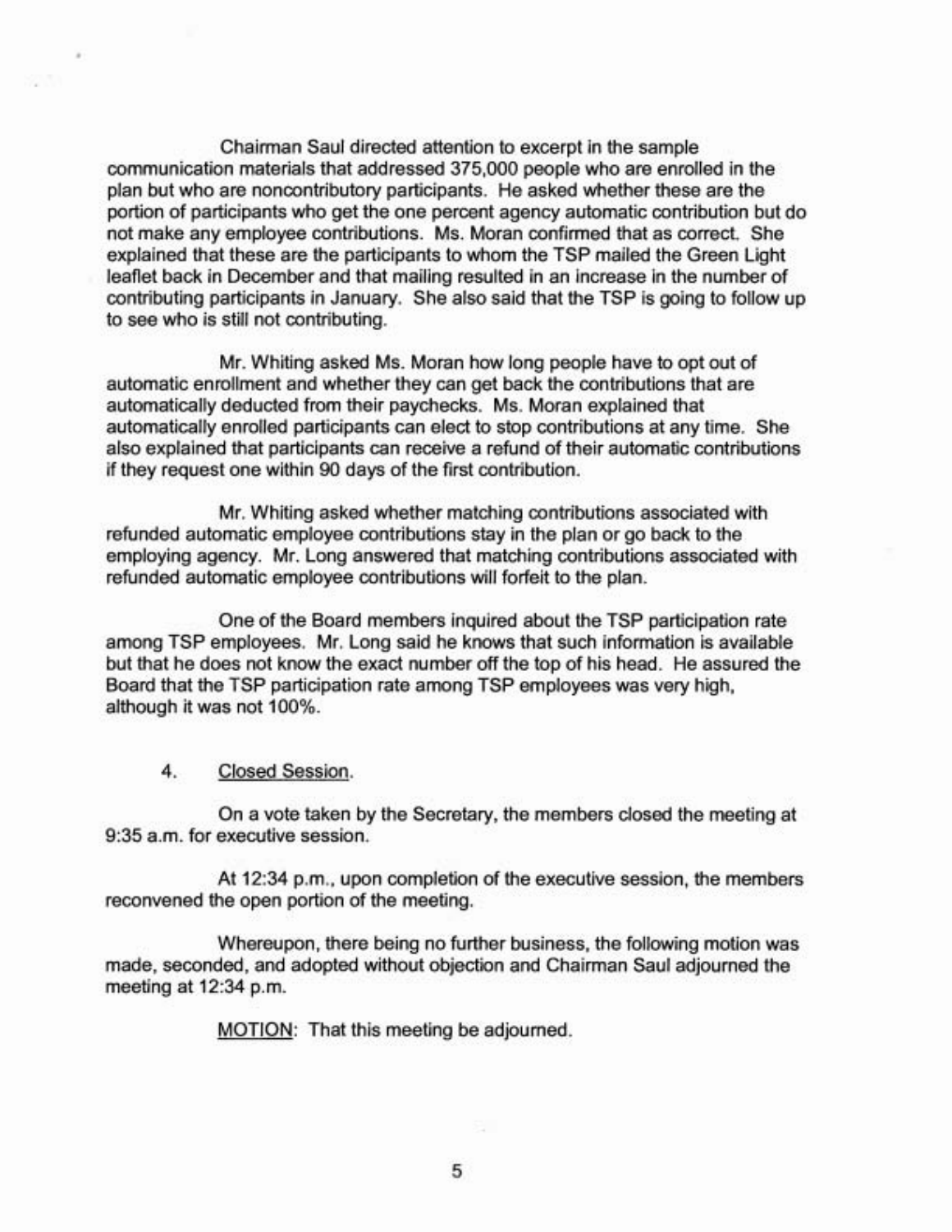Chairman Saul directed attention to excerpt in the sample communication materials that addressed 375,000 people who are enrolled in the plan but who are noncontributory participants. He asked whether these are the portion of participants who get the one percent agency automatic contribution but do not make any employee contributions. Ms. Moran confirmed that as correct. She explained that these are the participants to whom the TSP mailed the Green Light leaflet back in December and that mailing resulted in an increase in the number of contributing participants in January. She also said that the TSP is going to follow up to see who is still not contributing.

Mr. Whiting asked Ms. Moran how long people have to opt out of automatic enrollment and whether they can get back the contributions that are automatically deducted from their paychecks. Ms. Moran explained that automatically enrolled participants can elect to stop contributions at any time. She also explained that participants can receive a refund of their automatic contributions if they request one within 90 days of the first contribution.

Mr. Whiting asked whether matching contributions associated with refunded automatic employee contributions stay in the plan or go back to the employing agency. Mr. Long answered that matching contributions associated with refunded automatic employee contributions will forfeit to the plan.

One of the Board members inquired about the TSP participation rate among TSP employees. Mr. Long said he knows that such information is available but that he does not know the exact number off the top of his head. He assured the Board that the TSP participation rate among TSP employees was very high, although it was not 100%.

4. Closed Session.

On a vote taken by the Secretary, the members closed the meeting at 9:35 a.m. for executive session.

At 12:34 p.m., upon completion of the executive session, the members reconvened the open portion of the meeting.

Whereupon, there being no further business, the following motion was made, seconded, and adopted without objection and Chairman Saul adjourned the meeting at 12:34 p.m.

MOTION: That this meeting be adjourned.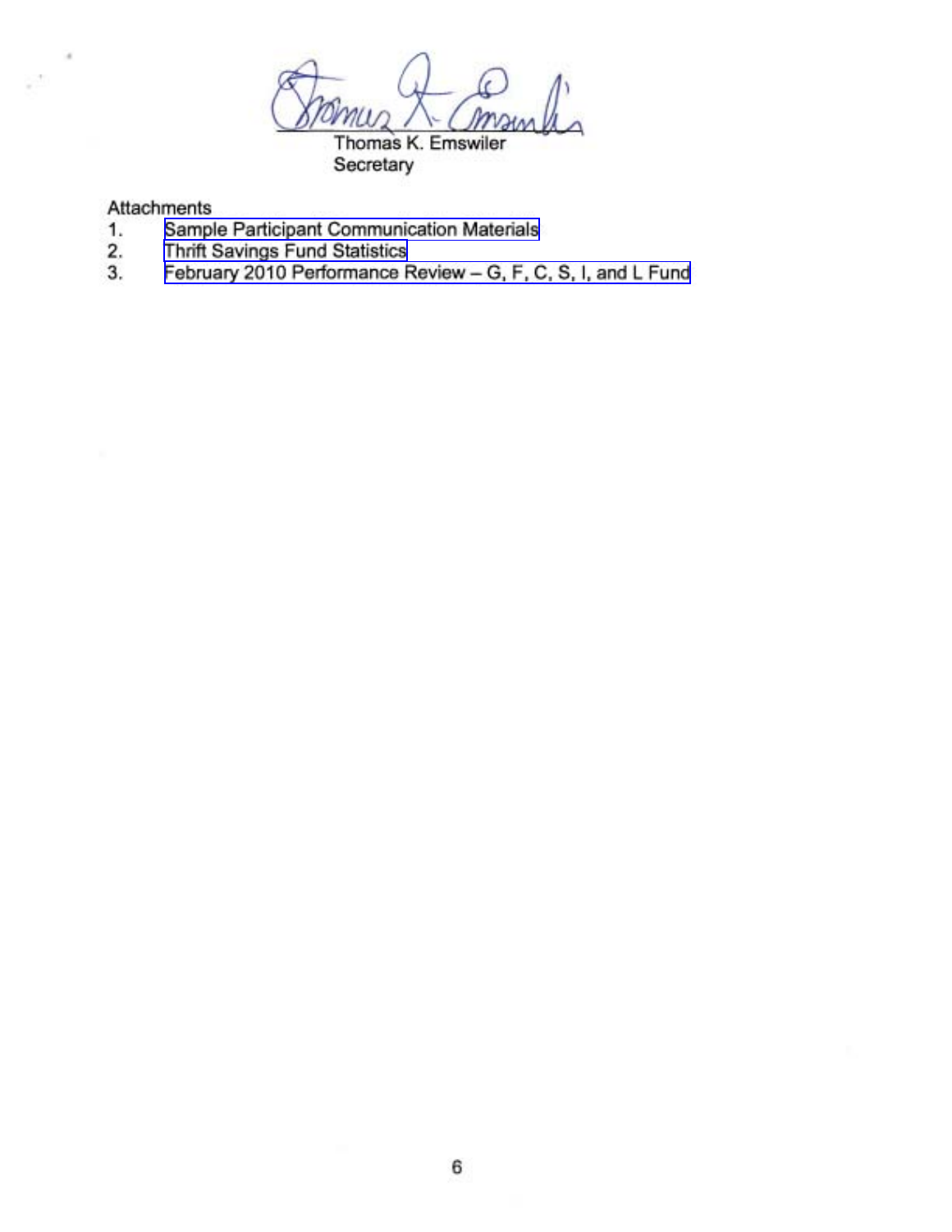Thomas K. Emswiler
Secretary

Attachments

1. Sample Participant Communication Materials
2. Thrift Savings Fund Statistics
3. February 2010 Performance Review – G, F, C, S, I, and L Fund